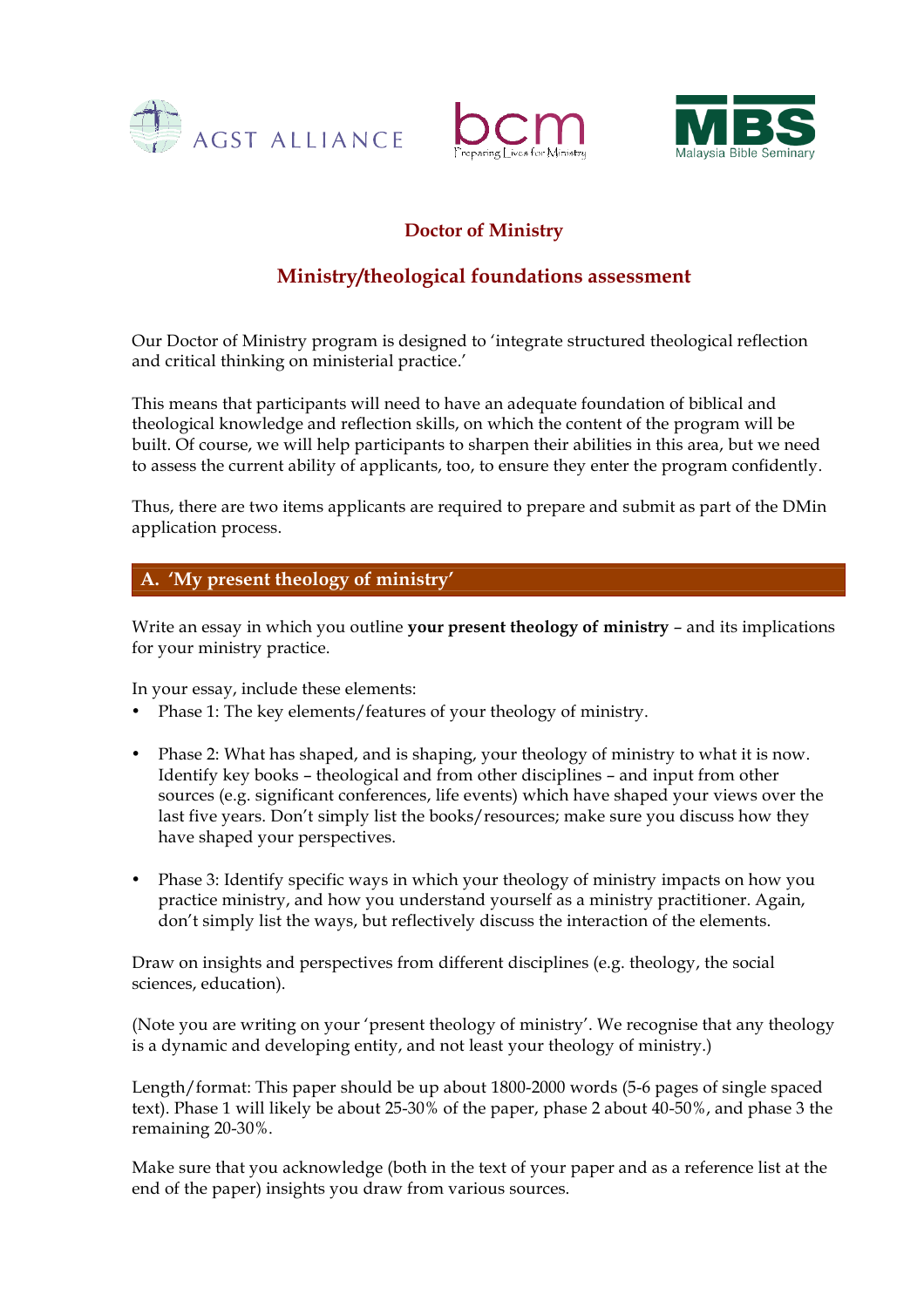AGST ALLIANCE

bcm Preparing Lives for Ministry

MBS Malaysia Bible Seminary

# Doctor of Ministry

## Ministry/theological foundations assessment

Our Doctor of Ministry program is designed to 'integrate structured theological reflection and critical thinking on ministerial practice.'

This means that participants will need to have an adequate foundation of biblical and theological knowledge and reflection skills, on which the content of the program will be built. Of course, we will help participants to sharpen their abilities in this area, but we need to assess the current ability of applicants, too, to ensure they enter the program confidently.

Thus, there are two items applicants are required to prepare and submit as part of the DMin application process.

### A. 'My present theology of ministry'

Write an essay in which you outline **your present theology of ministry** – and its implications for your ministry practice.

In your essay, include these elements:

- Phase 1: The key elements/features of your theology of ministry.
- Phase 2: What has shaped, and is shaping, your theology of ministry to what it is now. Identify key books – theological and from other disciplines – and input from other sources (e.g. significant conferences, life events) which have shaped your views over the last five years. Don't simply list the books/resources; make sure you discuss how they have shaped your perspectives.
- Phase 3: Identify specific ways in which your theology of ministry impacts on how you practice ministry, and how you understand yourself as a ministry practitioner. Again, don't simply list the ways, but reflectively discuss the interaction of the elements.

Draw on insights and perspectives from different disciplines (e.g. theology, the social sciences, education).

(Note you are writing on your 'present theology of ministry'. We recognise that any theology is a dynamic and developing entity, and not least your theology of ministry.)

Length/format: This paper should be up about 1800-2000 words (5-6 pages of single spaced text). Phase 1 will likely be about 25-30% of the paper, phase 2 about 40-50%, and phase 3 the remaining 20-30%.

Make sure that you acknowledge (both in the text of your paper and as a reference list at the end of the paper) insights you draw from various sources.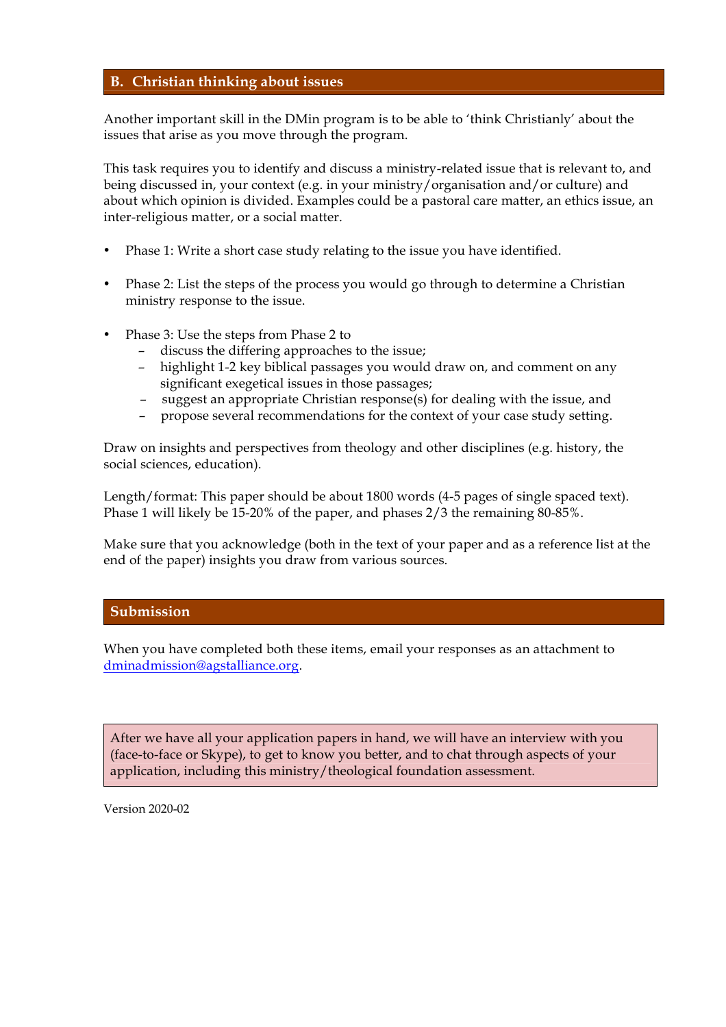## B. Christian thinking about issues

Another important skill in the DMin program is to be able to 'think Christianly' about the issues that arise as you move through the program.

This task requires you to identify and discuss a ministry-related issue that is relevant to, and being discussed in, your context (e.g. in your ministry/organisation and/or culture) and about which opinion is divided. Examples could be a pastoral care matter, an ethics issue, an inter-religious matter, or a social matter.

- Phase 1: Write a short case study relating to the issue you have identified.
- Phase 2: List the steps of the process you would go through to determine a Christian ministry response to the issue.
- Phase 3: Use the steps from Phase 2 to
  - discuss the differing approaches to the issue;
  - highlight 1-2 key biblical passages you would draw on, and comment on any significant exegetical issues in those passages;
  - suggest an appropriate Christian response(s) for dealing with the issue, and
  - propose several recommendations for the context of your case study setting.

Draw on insights and perspectives from theology and other disciplines (e.g. history, the social sciences, education).

Length/format: This paper should be about 1800 words (4-5 pages of single spaced text). Phase 1 will likely be 15-20% of the paper, and phases 2/3 the remaining 80-85%.

Make sure that you acknowledge (both in the text of your paper and as a reference list at the end of the paper) insights you draw from various sources.

## Submission

When you have completed both these items, email your responses as an attachment to [dminadmission@agstalliance.org](mailto:dminadmission@agstalliance.org).

After we have all your application papers in hand, we will have an interview with you (face-to-face or Skype), to get to know you better, and to chat through aspects of your application, including this ministry/theological foundation assessment.

Version 2020-02